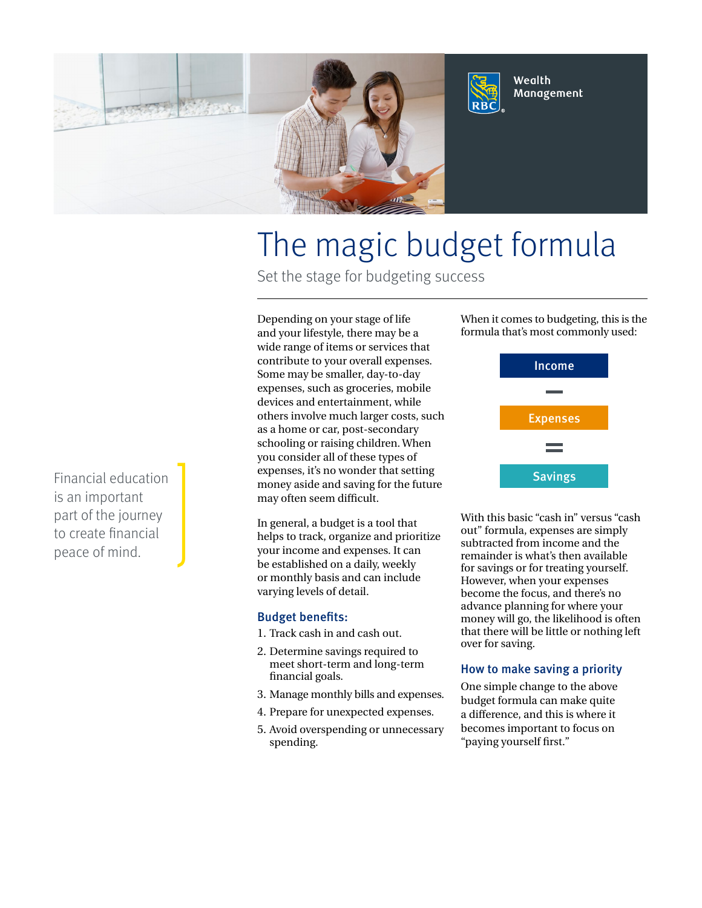Wealth Management

# The magic budget formula

Set the stage for budgeting success

Financial education is an important part of the journey to create financial peace of mind.

Depending on your stage of life and your lifestyle, there may be a wide range of items or services that contribute to your overall expenses. Some may be smaller, day-to-day expenses, such as groceries, mobile devices and entertainment, while others involve much larger costs, such as a home or car, post-secondary schooling or raising children. When you consider all of these types of expenses, it's no wonder that setting money aside and saving for the future may often seem difficult.

In general, a budget is a tool that helps to track, organize and prioritize your income and expenses. It can be established on a daily, weekly or monthly basis and can include varying levels of detail.

### Budget benefits:

1. Track cash in and cash out.
2. Determine savings required to meet short-term and long-term financial goals.
3. Manage monthly bills and expenses.
4. Prepare for unexpected expenses.
5. Avoid overspending or unnecessary spending.

When it comes to budgeting, this is the formula that's most commonly used:

**Income**

−

**Expenses**

=

**Savings**

With this basic "cash in" versus "cash out" formula, expenses are simply subtracted from income and the remainder is what's then available for savings or for treating yourself. However, when your expenses become the focus, and there's no advance planning for where your money will go, the likelihood is often that there will be little or nothing left over for saving.

### How to make saving a priority

One simple change to the above budget formula can make quite a difference, and this is where it becomes important to focus on "paying yourself first."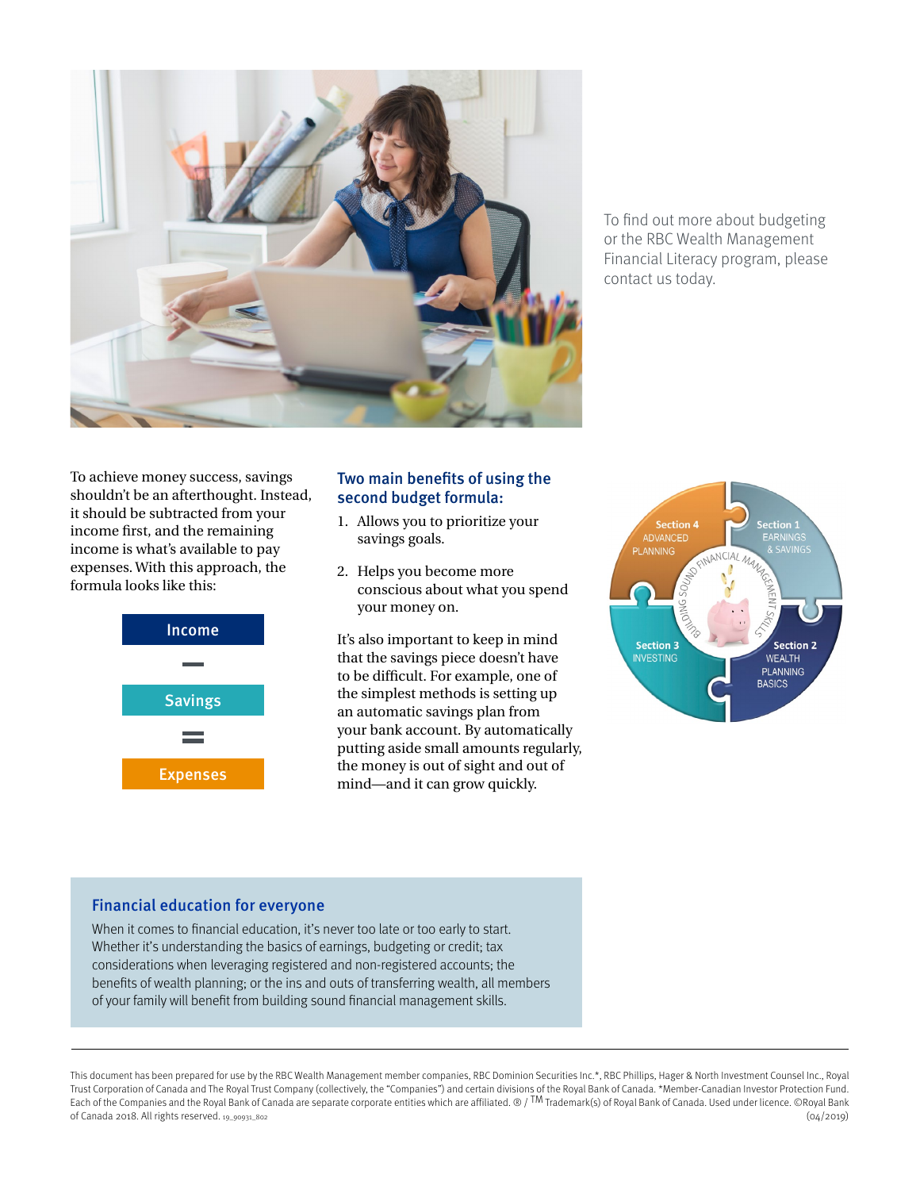To find out more about budgeting or the RBC Wealth Management Financial Literacy program, please contact us today.

To achieve money success, savings shouldn't be an afterthought. Instead, it should be subtracted from your income first, and the remaining income is what's available to pay expenses. With this approach, the formula looks like this:

Income

−

Savings

=

Expenses

## Two main benefits of using the second budget formula:

1. Allows you to prioritize your savings goals.
2. Helps you become more conscious about what you spend your money on.

It's also important to keep in mind that the savings piece doesn't have to be difficult. For example, one of the simplest methods is setting up an automatic savings plan from your bank account. By automatically putting aside small amounts regularly, the money is out of sight and out of mind—and it can grow quickly.

Section 4 ADVANCED PLANNING

Section 1 EARNINGS & SAVINGS

Section 3 INVESTING

Section 2 WEALTH PLANNING BASICS

BUILDING SOUND FINANCIAL MANAGEMENT SKILLS

## Financial education for everyone

When it comes to financial education, it's never too late or too early to start. Whether it's understanding the basics of earnings, budgeting or credit; tax considerations when leveraging registered and non-registered accounts; the benefits of wealth planning; or the ins and outs of transferring wealth, all members of your family will benefit from building sound financial management skills.

This document has been prepared for use by the RBC Wealth Management member companies, RBC Dominion Securities Inc.*, RBC Phillips, Hager & North Investment Counsel Inc., Royal Trust Corporation of Canada and The Royal Trust Company (collectively, the "Companies") and certain divisions of the Royal Bank of Canada. *Member-Canadian Investor Protection Fund. Each of the Companies and the Royal Bank of Canada are separate corporate entities which are affiliated. ® / ™ Trademark(s) of Royal Bank of Canada. Used under licence. ©Royal Bank of Canada 2018. All rights reserved. 19_90931_802 (04/2019)